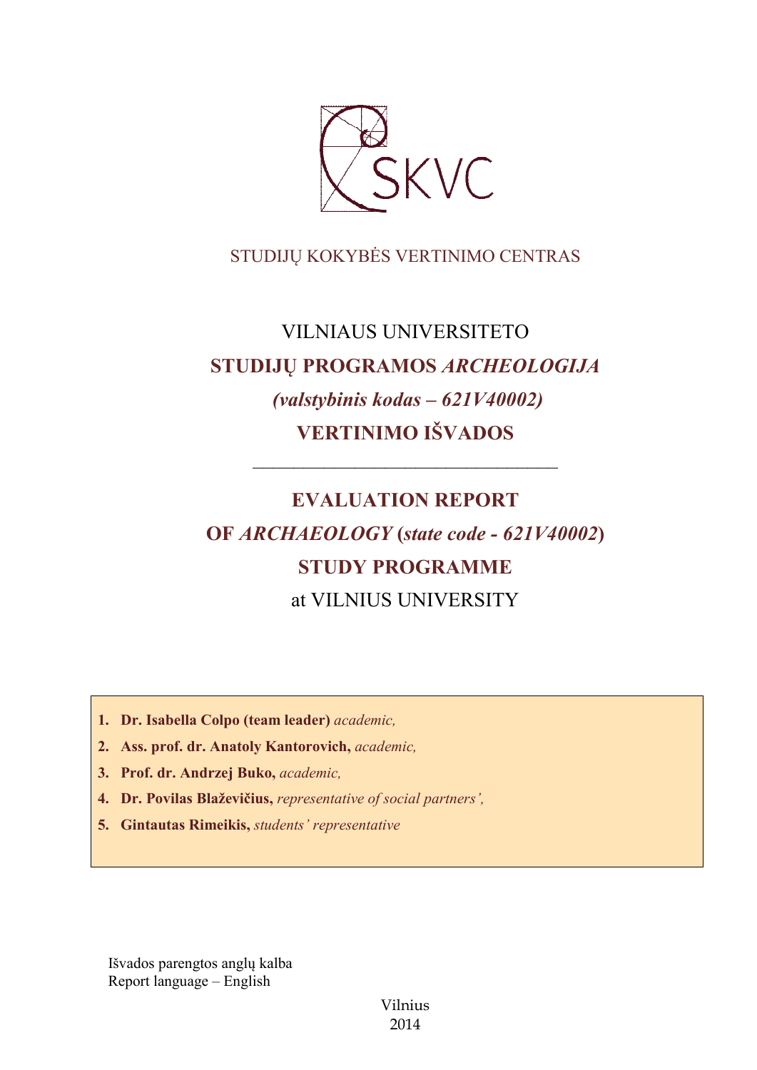SKVC

STUDIJŲ KOKYBĖS VERTINIMO CENTRAS

# VILNIAUS UNIVERSITETO
# STUDIJŲ PROGRAMOS *ARCHEOLOGIJA*
# *(valstybinis kodas – 621V40002)*
# VERTINIMO IŠVADOS

---

# EVALUATION REPORT
# OF *ARCHAEOLOGY* (*state code - 621V40002*)
# STUDY PROGRAMME
# at VILNIUS UNIVERSITY

1. **Dr. Isabella Colpo (team leader)** *academic,*
2. **Ass. prof. dr. Anatoly Kantorovich,** *academic,*
3. **Prof. dr. Andrzej Buko,** *academic,*
4. **Dr. Povilas Blaževičius,** *representative of social partners',*
5. **Gintautas Rimeikis,** *students' representative*

Išvados parengtos anglų kalba
Report language – English

Vilnius
2014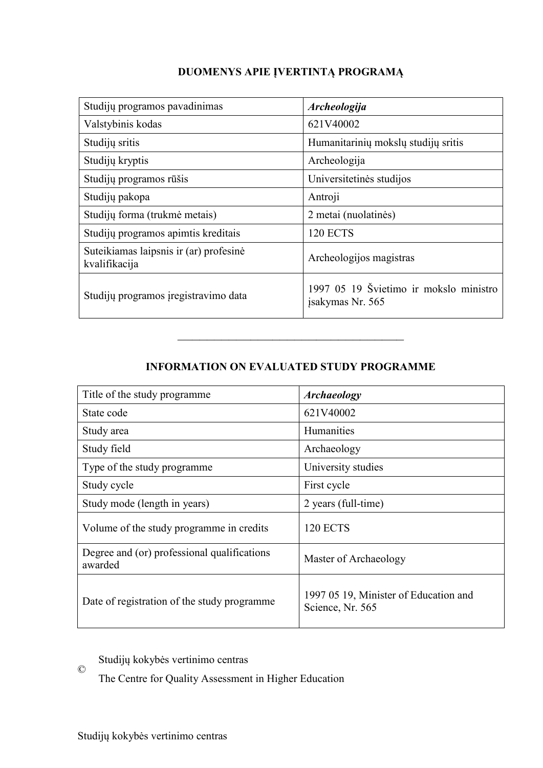## DUOMENYS APIE ĮVERTINTĄ PROGRAMĄ

| Studijų programos pavadinimas | ***Archeologija*** |
|---|---|
| Valstybinis kodas | 621V40002 |
| Studijų sritis | Humanitarinių mokslų studijų sritis |
| Studijų kryptis | Archeologija |
| Studijų programos rūšis | Universitetinės studijos |
| Studijų pakopa | Antroji |
| Studijų forma (trukmė metais) | 2 metai (nuolatinės) |
| Studijų programos apimtis kreditais | 120 ECTS |
| Suteikiamas laipsnis ir (ar) profesinė kvalifikacija | Archeologijos magistras |
| Studijų programos įregistravimo data | 1997 05 19 Švietimo ir mokslo ministro įsakymas Nr. 565 |

---

## INFORMATION ON EVALUATED STUDY PROGRAMME

| Title of the study programme | ***Archaeology*** |
|---|---|
| State code | 621V40002 |
| Study area | Humanities |
| Study field | Archaeology |
| Type of the study programme | University studies |
| Study cycle | First cycle |
| Study mode (length in years) | 2 years (full-time) |
| Volume of the study programme in credits | 120 ECTS |
| Degree and (or) professional qualifications awarded | Master of Archaeology |
| Date of registration of the study programme | 1997 05 19, Minister of Education and Science, Nr. 565 |

© Studijų kokybės vertinimo centras
The Centre for Quality Assessment in Higher Education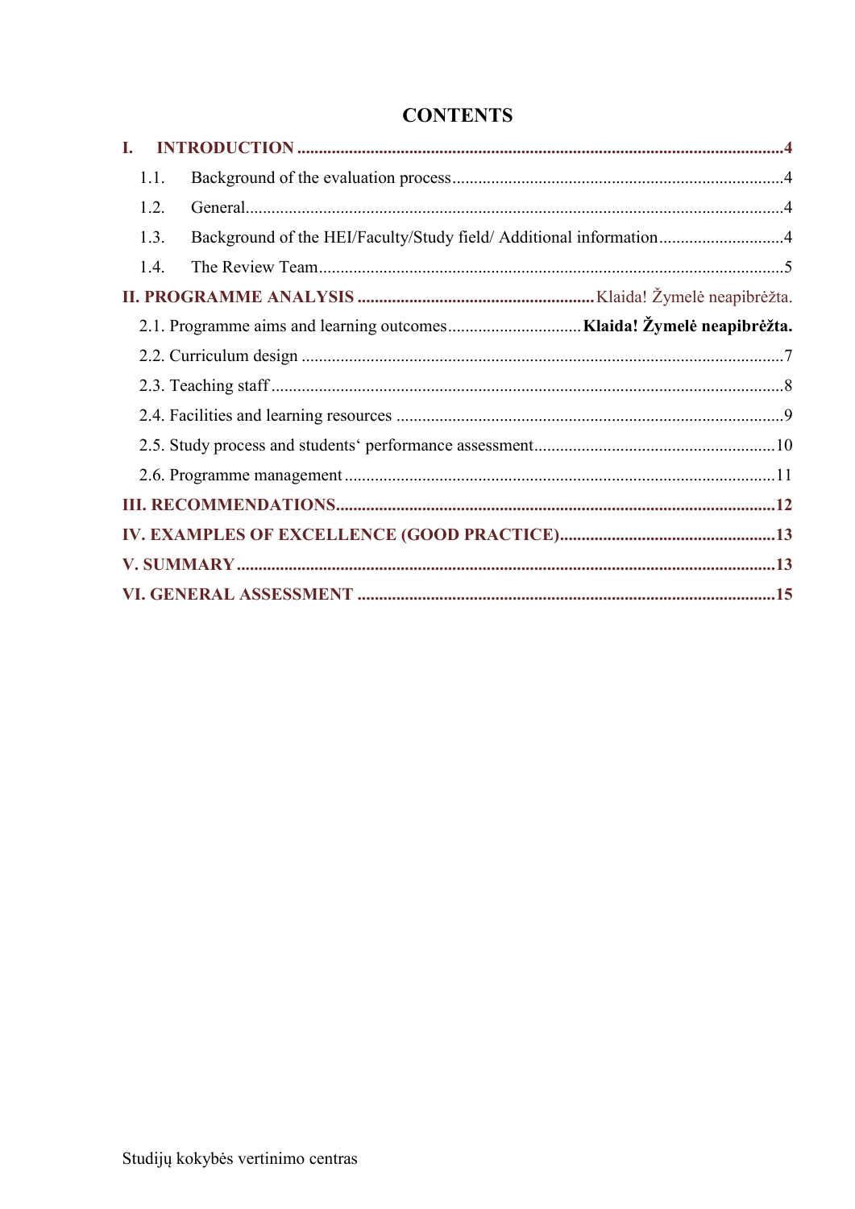# CONTENTS

**I. INTRODUCTION** ....................................................................................................... **4**

1.1. Background of the evaluation process ............................................................................ 4

1.2. General ............................................................................................................................ 4

1.3. Background of the HEI/Faculty/Study field/ Additional information ............................ 4

1.4. The Review Team ........................................................................................................... 5

**II. PROGRAMME ANALYSIS** ..................................................... Klaida! Žymelė neapibrėžta.

2.1. Programme aims and learning outcomes .............................. **Klaida! Žymelė neapibrėžta.**

2.2. Curriculum design ............................................................................................................ 7

2.3. Teaching staff .................................................................................................................... 8

2.4. Facilities and learning resources ....................................................................................... 9

2.5. Study process and students‘ performance assessment ..................................................... 10

2.6. Programme management ................................................................................................. 11

**III. RECOMMENDATIONS** ................................................................................................ **12**

**IV. EXAMPLES OF EXCELLENCE (GOOD PRACTICE)** ............................................... **13**

**V. SUMMARY** ..................................................................................................................... **13**

**VI. GENERAL ASSESSMENT** ........................................................................................... **15**

Studijų kokybės vertinimo centras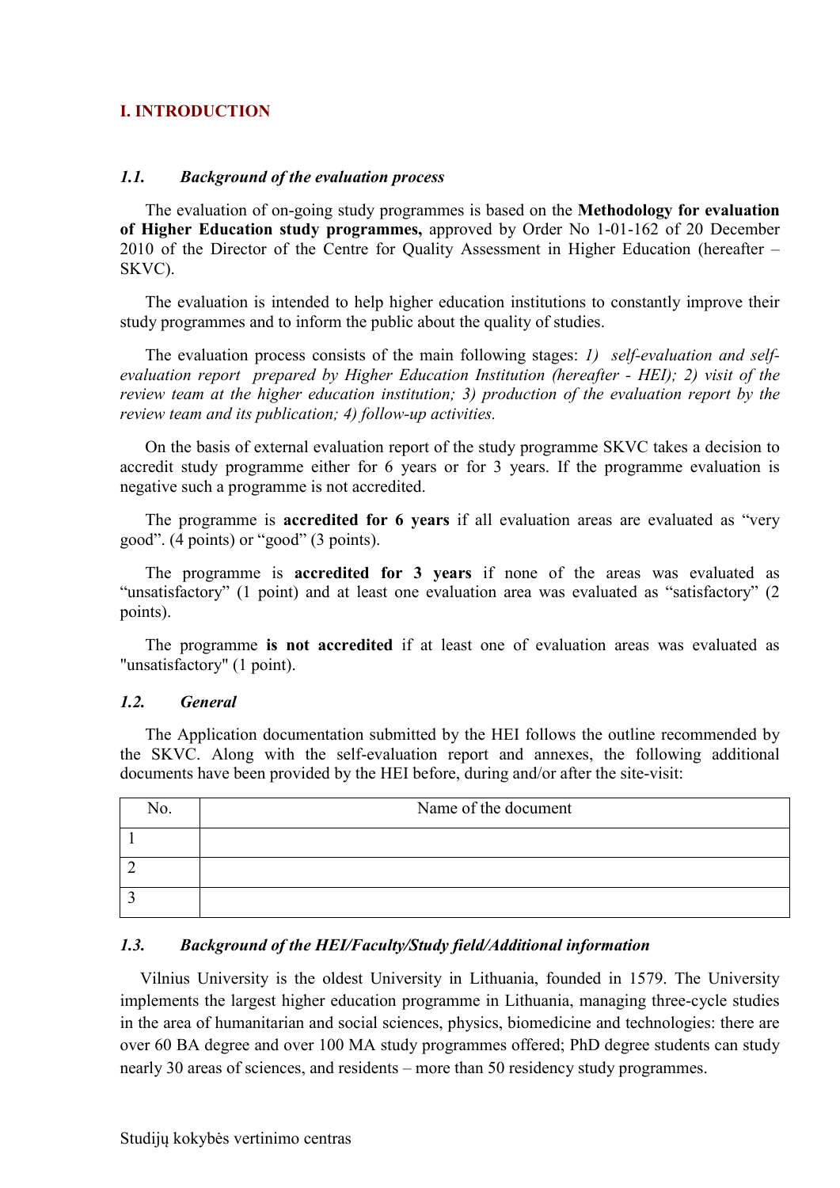## I. INTRODUCTION

### *1.1. Background of the evaluation process*

The evaluation of on-going study programmes is based on the **Methodology for evaluation of Higher Education study programmes,** approved by Order No 1-01-162 of 20 December 2010 of the Director of the Centre for Quality Assessment in Higher Education (hereafter – SKVC).

The evaluation is intended to help higher education institutions to constantly improve their study programmes and to inform the public about the quality of studies.

The evaluation process consists of the main following stages: *1) self-evaluation and self-evaluation report prepared by Higher Education Institution (hereafter - HEI); 2) visit of the review team at the higher education institution; 3) production of the evaluation report by the review team and its publication; 4) follow-up activities.*

On the basis of external evaluation report of the study programme SKVC takes a decision to accredit study programme either for 6 years or for 3 years. If the programme evaluation is negative such a programme is not accredited.

The programme is **accredited for 6 years** if all evaluation areas are evaluated as "very good". (4 points) or "good" (3 points).

The programme is **accredited for 3 years** if none of the areas was evaluated as "unsatisfactory" (1 point) and at least one evaluation area was evaluated as "satisfactory" (2 points).

The programme **is not accredited** if at least one of evaluation areas was evaluated as "unsatisfactory" (1 point).

### *1.2. General*

The Application documentation submitted by the HEI follows the outline recommended by the SKVC. Along with the self-evaluation report and annexes, the following additional documents have been provided by the HEI before, during and/or after the site-visit:

| No. | Name of the document |
|---|---|
| 1 | |
| 2 | |
| 3 | |

### *1.3. Background of the HEI/Faculty/Study field/Additional information*

Vilnius University is the oldest University in Lithuania, founded in 1579. The University implements the largest higher education programme in Lithuania, managing three-cycle studies in the area of humanitarian and social sciences, physics, biomedicine and technologies: there are over 60 BA degree and over 100 MA study programmes offered; PhD degree students can study nearly 30 areas of sciences, and residents – more than 50 residency study programmes.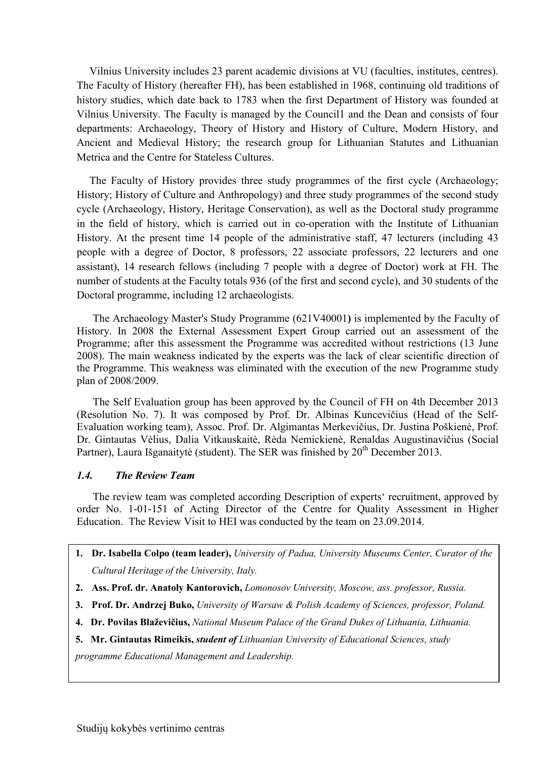Vilnius University includes 23 parent academic divisions at VU (faculties, institutes, centres). The Faculty of History (hereafter FH), has been established in 1968, continuing old traditions of history studies, which date back to 1783 when the first Department of History was founded at Vilnius University. The Faculty is managed by the Council1 and the Dean and consists of four departments: Archaeology, Theory of History and History of Culture, Modern History, and Ancient and Medieval History; the research group for Lithuanian Statutes and Lithuanian Metrica and the Centre for Stateless Cultures.

The Faculty of History provides three study programmes of the first cycle (Archaeology; History; History of Culture and Anthropology) and three study programmes of the second study cycle (Archaeology, History, Heritage Conservation), as well as the Doctoral study programme in the field of history, which is carried out in co-operation with the Institute of Lithuanian History. At the present time 14 people of the administrative staff, 47 lecturers (including 43 people with a degree of Doctor, 8 professors, 22 associate professors, 22 lecturers and one assistant), 14 research fellows (including 7 people with a degree of Doctor) work at FH. The number of students at the Faculty totals 936 (of the first and second cycle), and 30 students of the Doctoral programme, including 12 archaeologists.

The Archaeology Master's Study Programme (621V40001**)** is implemented by the Faculty of History. In 2008 the External Assessment Expert Group carried out an assessment of the Programme; after this assessment the Programme was accredited without restrictions (13 June 2008). The main weakness indicated by the experts was the lack of clear scientific direction of the Programme. This weakness was eliminated with the execution of the new Programme study plan of 2008/2009.

The Self Evaluation group has been approved by the Council of FH on 4th December 2013 (Resolution No. 7). It was composed by Prof. Dr. Albinas Kuncevičius (Head of the Self-Evaluation working team), Assoc. Prof. Dr. Algimantas Merkevičius, Dr. Justina Poškienė, Prof. Dr. Gintautas Vėlius, Dalia Vitkauskaitė, Rėda Nemickienė, Renaldas Augustinavičius (Social Partner), Laura Išganaitytė (student). The SER was finished by 20th December 2013.

### *1.4. The Review Team*

The review team was completed according Description of experts' recruitment, approved by order No. 1-01-151 of Acting Director of the Centre for Quality Assessment in Higher Education. The Review Visit to HEI was conducted by the team on 23.09.2014.

1. **Dr. Isabella Colpo (team leader),** *University of Padua, University Museums Center, Curator of the Cultural Heritage of the University, Italy.*
2. **Ass. Prof. dr. Anatoly Kantorovich,** *Lomonosov University, Moscow, ass. professor, Russia.*
3. **Prof. Dr. Andrzej Buko,** *University of Warsaw & Polish Academy of Sciences, professor, Poland.*
4. **Dr. Povilas Blaževičius,** *National Museum Palace of the Grand Dukes of Lithuania, Lithuania.*
5. **Mr. Gintautas Rimeikis,** ***student of*** *Lithuanian University of Educational Sciences, study programme Educational Management and Leadership.*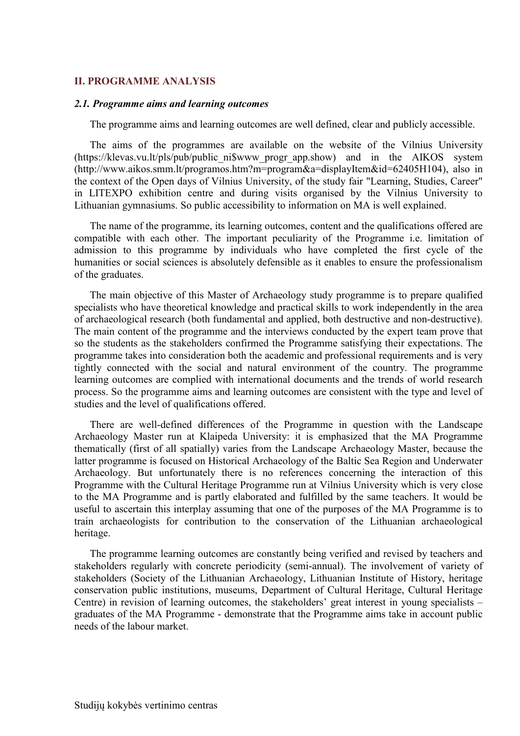## II. PROGRAMME ANALYSIS

### *2.1. Programme aims and learning outcomes*

The programme aims and learning outcomes are well defined, clear and publicly accessible.

The aims of the programmes are available on the website of the Vilnius University (https://klevas.vu.lt/pls/pub/public_ni$www_progr_app.show) and in the AIKOS system (http://www.aikos.smm.lt/programos.htm?m=program&a=displayItem&id=62405H104), also in the context of the Open days of Vilnius University, of the study fair "Learning, Studies, Career" in LITEXPO exhibition centre and during visits organised by the Vilnius University to Lithuanian gymnasiums. So public accessibility to information on MA is well explained.

The name of the programme, its learning outcomes, content and the qualifications offered are compatible with each other. The important peculiarity of the Programme i.e. limitation of admission to this programme by individuals who have completed the first cycle of the humanities or social sciences is absolutely defensible as it enables to ensure the professionalism of the graduates.

The main objective of this Master of Archaeology study programme is to prepare qualified specialists who have theoretical knowledge and practical skills to work independently in the area of archaeological research (both fundamental and applied, both destructive and non-destructive). The main content of the programme and the interviews conducted by the expert team prove that so the students as the stakeholders confirmed the Programme satisfying their expectations. The programme takes into consideration both the academic and professional requirements and is very tightly connected with the social and natural environment of the country. The programme learning outcomes are complied with international documents and the trends of world research process. So the programme aims and learning outcomes are consistent with the type and level of studies and the level of qualifications offered.

There are well-defined differences of the Programme in question with the Landscape Archaeology Master run at Klaipeda University: it is emphasized that the MA Programme thematically (first of all spatially) varies from the Landscape Archaeology Master, because the latter programme is focused on Historical Archaeology of the Baltic Sea Region and Underwater Archaeology. But unfortunately there is no references concerning the interaction of this Programme with the Cultural Heritage Programme run at Vilnius University which is very close to the MA Programme and is partly elaborated and fulfilled by the same teachers. It would be useful to ascertain this interplay assuming that one of the purposes of the MA Programme is to train archaeologists for contribution to the conservation of the Lithuanian archaeological heritage.

The programme learning outcomes are constantly being verified and revised by teachers and stakeholders regularly with concrete periodicity (semi-annual). The involvement of variety of stakeholders (Society of the Lithuanian Archaeology, Lithuanian Institute of History, heritage conservation public institutions, museums, Department of Cultural Heritage, Cultural Heritage Centre) in revision of learning outcomes, the stakeholders' great interest in young specialists – graduates of the MA Programme - demonstrate that the Programme aims take in account public needs of the labour market.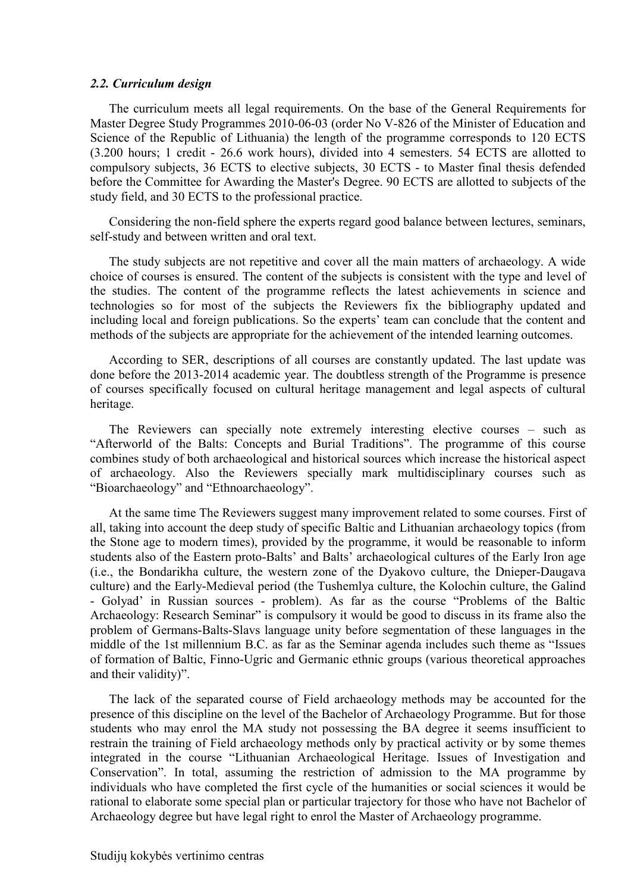### *2.2. Curriculum design*

The curriculum meets all legal requirements. On the base of the General Requirements for Master Degree Study Programmes 2010-06-03 (order No V-826 of the Minister of Education and Science of the Republic of Lithuania) the length of the programme corresponds to 120 ECTS (3.200 hours; 1 credit - 26.6 work hours), divided into 4 semesters. 54 ECTS are allotted to compulsory subjects, 36 ECTS to elective subjects, 30 ECTS - to Master final thesis defended before the Committee for Awarding the Master's Degree. 90 ECTS are allotted to subjects of the study field, and 30 ECTS to the professional practice.

Considering the non-field sphere the experts regard good balance between lectures, seminars, self-study and between written and oral text.

The study subjects are not repetitive and cover all the main matters of archaeology. A wide choice of courses is ensured. The content of the subjects is consistent with the type and level of the studies. The content of the programme reflects the latest achievements in science and technologies so for most of the subjects the Reviewers fix the bibliography updated and including local and foreign publications. So the experts' team can conclude that the content and methods of the subjects are appropriate for the achievement of the intended learning outcomes.

According to SER, descriptions of all courses are constantly updated. The last update was done before the 2013-2014 academic year. The doubtless strength of the Programme is presence of courses specifically focused on cultural heritage management and legal aspects of cultural heritage.

The Reviewers can specially note extremely interesting elective courses – such as "Afterworld of the Balts: Concepts and Burial Traditions". The programme of this course combines study of both archaeological and historical sources which increase the historical aspect of archaeology. Also the Reviewers specially mark multidisciplinary courses such as "Bioarchaeology" and "Ethnoarchaeology".

At the same time The Reviewers suggest many improvement related to some courses. First of all, taking into account the deep study of specific Baltic and Lithuanian archaeology topics (from the Stone age to modern times), provided by the programme, it would be reasonable to inform students also of the Eastern proto-Balts' and Balts' archaeological cultures of the Early Iron age (i.e., the Bondarikha culture, the western zone of the Dyakovo culture, the Dnieper-Daugava culture) and the Early-Medieval period (the Tushemlya culture, the Kolochin culture, the Galind - Golyad' in Russian sources - problem). As far as the course "Problems of the Baltic Archaeology: Research Seminar" is compulsory it would be good to discuss in its frame also the problem of Germans-Balts-Slavs language unity before segmentation of these languages in the middle of the 1st millennium B.C. as far as the Seminar agenda includes such theme as "Issues of formation of Baltic, Finno-Ugric and Germanic ethnic groups (various theoretical approaches and their validity)".

The lack of the separated course of Field archaeology methods may be accounted for the presence of this discipline on the level of the Bachelor of Archaeology Programme. But for those students who may enrol the MA study not possessing the BA degree it seems insufficient to restrain the training of Field archaeology methods only by practical activity or by some themes integrated in the course "Lithuanian Archaeological Heritage. Issues of Investigation and Conservation". In total, assuming the restriction of admission to the MA programme by individuals who have completed the first cycle of the humanities or social sciences it would be rational to elaborate some special plan or particular trajectory for those who have not Bachelor of Archaeology degree but have legal right to enrol the Master of Archaeology programme.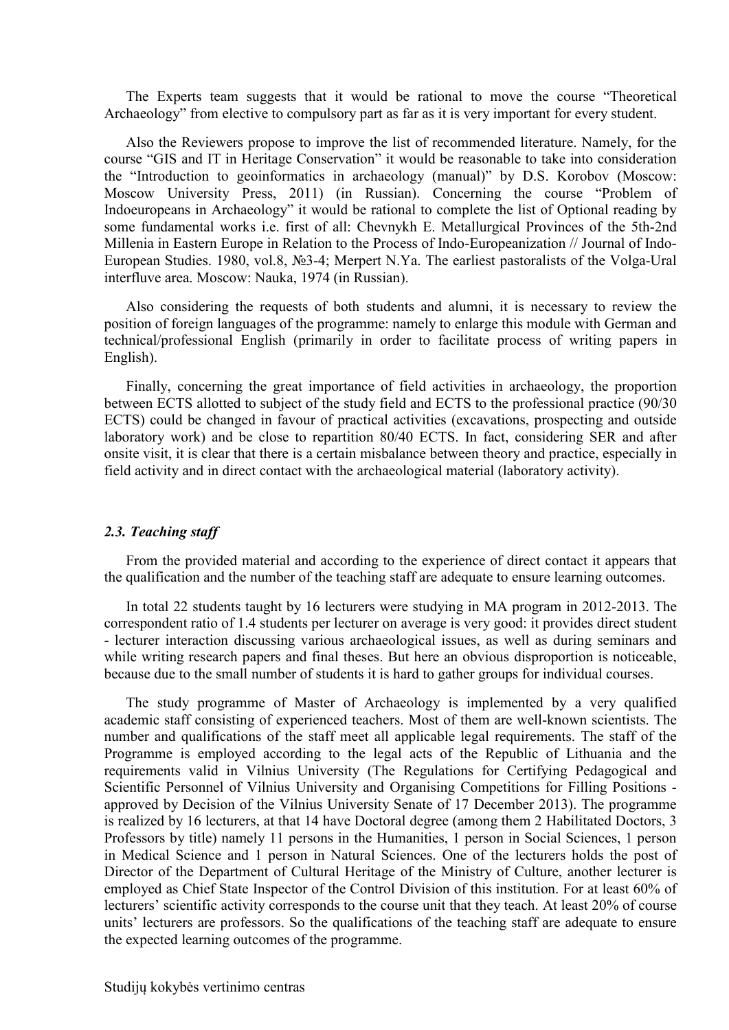The Experts team suggests that it would be rational to move the course "Theoretical Archaeology" from elective to compulsory part as far as it is very important for every student.

Also the Reviewers propose to improve the list of recommended literature. Namely, for the course "GIS and IT in Heritage Conservation" it would be reasonable to take into consideration the "Introduction to geoinformatics in archaeology (manual)" by D.S. Korobov (Moscow: Moscow University Press, 2011) (in Russian). Concerning the course "Problem of Indoeuropeans in Archaeology" it would be rational to complete the list of Optional reading by some fundamental works i.e. first of all: Chevnykh E. Metallurgical Provinces of the 5th-2nd Millenia in Eastern Europe in Relation to the Process of Indo-Europeanization // Journal of Indo-European Studies. 1980, vol.8, №3-4; Merpert N.Ya. The earliest pastoralists of the Volga-Ural interfluve area. Moscow: Nauka, 1974 (in Russian).

Also considering the requests of both students and alumni, it is necessary to review the position of foreign languages of the programme: namely to enlarge this module with German and technical/professional English (primarily in order to facilitate process of writing papers in English).

Finally, concerning the great importance of field activities in archaeology, the proportion between ECTS allotted to subject of the study field and ECTS to the professional practice (90/30 ECTS) could be changed in favour of practical activities (excavations, prospecting and outside laboratory work) and be close to repartition 80/40 ECTS. In fact, considering SER and after onsite visit, it is clear that there is a certain misbalance between theory and practice, especially in field activity and in direct contact with the archaeological material (laboratory activity).

### *2.3. Teaching staff*

From the provided material and according to the experience of direct contact it appears that the qualification and the number of the teaching staff are adequate to ensure learning outcomes.

In total 22 students taught by 16 lecturers were studying in MA program in 2012-2013. The correspondent ratio of 1.4 students per lecturer on average is very good: it provides direct student - lecturer interaction discussing various archaeological issues, as well as during seminars and while writing research papers and final theses. But here an obvious disproportion is noticeable, because due to the small number of students it is hard to gather groups for individual courses.

The study programme of Master of Archaeology is implemented by a very qualified academic staff consisting of experienced teachers. Most of them are well-known scientists. The number and qualifications of the staff meet all applicable legal requirements. The staff of the Programme is employed according to the legal acts of the Republic of Lithuania and the requirements valid in Vilnius University (The Regulations for Certifying Pedagogical and Scientific Personnel of Vilnius University and Organising Competitions for Filling Positions - approved by Decision of the Vilnius University Senate of 17 December 2013). The programme is realized by 16 lecturers, at that 14 have Doctoral degree (among them 2 Habilitated Doctors, 3 Professors by title) namely 11 persons in the Humanities, 1 person in Social Sciences, 1 person in Medical Science and 1 person in Natural Sciences. One of the lecturers holds the post of Director of the Department of Cultural Heritage of the Ministry of Culture, another lecturer is employed as Chief State Inspector of the Control Division of this institution. For at least 60% of lecturers' scientific activity corresponds to the course unit that they teach. At least 20% of course units' lecturers are professors. So the qualifications of the teaching staff are adequate to ensure the expected learning outcomes of the programme.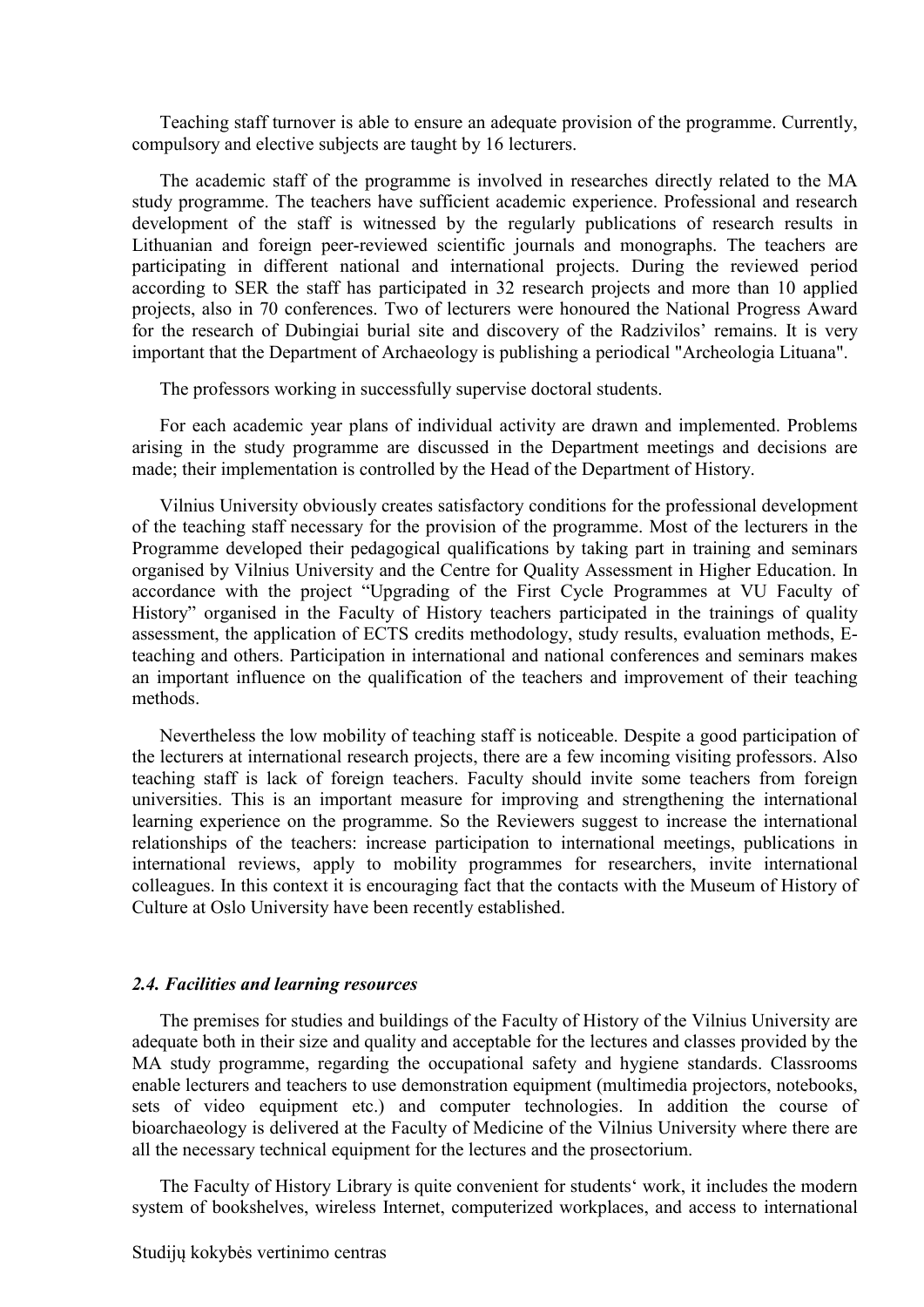Teaching staff turnover is able to ensure an adequate provision of the programme. Currently, compulsory and elective subjects are taught by 16 lecturers.

The academic staff of the programme is involved in researches directly related to the MA study programme. The teachers have sufficient academic experience. Professional and research development of the staff is witnessed by the regularly publications of research results in Lithuanian and foreign peer-reviewed scientific journals and monographs. The teachers are participating in different national and international projects. During the reviewed period according to SER the staff has participated in 32 research projects and more than 10 applied projects, also in 70 conferences. Two of lecturers were honoured the National Progress Award for the research of Dubingiai burial site and discovery of the Radzivilos' remains. It is very important that the Department of Archaeology is publishing a periodical "Archeologia Lituana".

The professors working in successfully supervise doctoral students.

For each academic year plans of individual activity are drawn and implemented. Problems arising in the study programme are discussed in the Department meetings and decisions are made; their implementation is controlled by the Head of the Department of History.

Vilnius University obviously creates satisfactory conditions for the professional development of the teaching staff necessary for the provision of the programme. Most of the lecturers in the Programme developed their pedagogical qualifications by taking part in training and seminars organised by Vilnius University and the Centre for Quality Assessment in Higher Education. In accordance with the project "Upgrading of the First Cycle Programmes at VU Faculty of History" organised in the Faculty of History teachers participated in the trainings of quality assessment, the application of ECTS credits methodology, study results, evaluation methods, E-teaching and others. Participation in international and national conferences and seminars makes an important influence on the qualification of the teachers and improvement of their teaching methods.

Nevertheless the low mobility of teaching staff is noticeable. Despite a good participation of the lecturers at international research projects, there are a few incoming visiting professors. Also teaching staff is lack of foreign teachers. Faculty should invite some teachers from foreign universities. This is an important measure for improving and strengthening the international learning experience on the programme. So the Reviewers suggest to increase the international relationships of the teachers: increase participation to international meetings, publications in international reviews, apply to mobility programmes for researchers, invite international colleagues. In this context it is encouraging fact that the contacts with the Museum of History of Culture at Oslo University have been recently established.

### *2.4. Facilities and learning resources*

The premises for studies and buildings of the Faculty of History of the Vilnius University are adequate both in their size and quality and acceptable for the lectures and classes provided by the MA study programme, regarding the occupational safety and hygiene standards. Classrooms enable lecturers and teachers to use demonstration equipment (multimedia projectors, notebooks, sets of video equipment etc.) and computer technologies. In addition the course of bioarchaeology is delivered at the Faculty of Medicine of the Vilnius University where there are all the necessary technical equipment for the lectures and the prosectorium.

The Faculty of History Library is quite convenient for students' work, it includes the modern system of bookshelves, wireless Internet, computerized workplaces, and access to international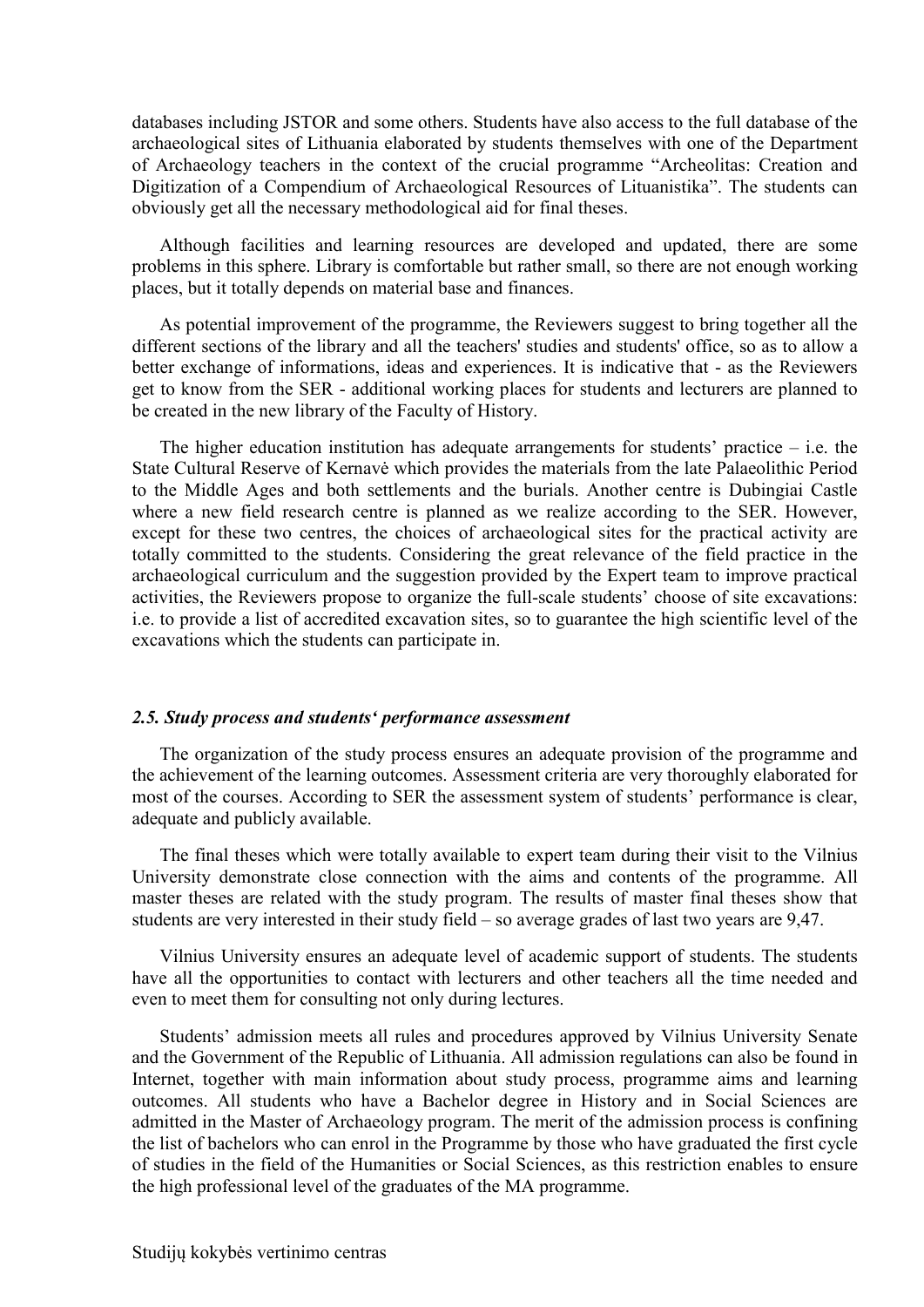databases including JSTOR and some others. Students have also access to the full database of the archaeological sites of Lithuania elaborated by students themselves with one of the Department of Archaeology teachers in the context of the crucial programme "Archeolitas: Creation and Digitization of a Compendium of Archaeological Resources of Lituanistika". The students can obviously get all the necessary methodological aid for final theses.

Although facilities and learning resources are developed and updated, there are some problems in this sphere. Library is comfortable but rather small, so there are not enough working places, but it totally depends on material base and finances.

As potential improvement of the programme, the Reviewers suggest to bring together all the different sections of the library and all the teachers' studies and students' office, so as to allow a better exchange of informations, ideas and experiences. It is indicative that - as the Reviewers get to know from the SER - additional working places for students and lecturers are planned to be created in the new library of the Faculty of History.

The higher education institution has adequate arrangements for students' practice – i.e. the State Cultural Reserve of Kernavė which provides the materials from the late Palaeolithic Period to the Middle Ages and both settlements and the burials. Another centre is Dubingiai Castle where a new field research centre is planned as we realize according to the SER. However, except for these two centres, the choices of archaeological sites for the practical activity are totally committed to the students. Considering the great relevance of the field practice in the archaeological curriculum and the suggestion provided by the Expert team to improve practical activities, the Reviewers propose to organize the full-scale students' choose of site excavations: i.e. to provide a list of accredited excavation sites, so to guarantee the high scientific level of the excavations which the students can participate in.

### *2.5. Study process and students' performance assessment*

The organization of the study process ensures an adequate provision of the programme and the achievement of the learning outcomes. Assessment criteria are very thoroughly elaborated for most of the courses. According to SER the assessment system of students' performance is clear, adequate and publicly available.

The final theses which were totally available to expert team during their visit to the Vilnius University demonstrate close connection with the aims and contents of the programme. All master theses are related with the study program. The results of master final theses show that students are very interested in their study field – so average grades of last two years are 9,47.

Vilnius University ensures an adequate level of academic support of students. The students have all the opportunities to contact with lecturers and other teachers all the time needed and even to meet them for consulting not only during lectures.

Students' admission meets all rules and procedures approved by Vilnius University Senate and the Government of the Republic of Lithuania. All admission regulations can also be found in Internet, together with main information about study process, programme aims and learning outcomes. All students who have a Bachelor degree in History and in Social Sciences are admitted in the Master of Archaeology program. The merit of the admission process is confining the list of bachelors who can enrol in the Programme by those who have graduated the first cycle of studies in the field of the Humanities or Social Sciences, as this restriction enables to ensure the high professional level of the graduates of the MA programme.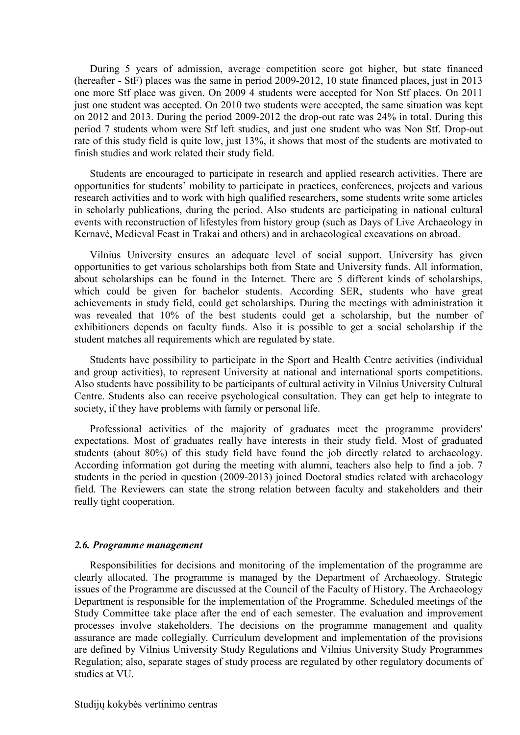During 5 years of admission, average competition score got higher, but state financed (hereafter - StF) places was the same in period 2009-2012, 10 state financed places, just in 2013 one more Stf place was given. On 2009 4 students were accepted for Non Stf places. On 2011 just one student was accepted. On 2010 two students were accepted, the same situation was kept on 2012 and 2013. During the period 2009-2012 the drop-out rate was 24% in total. During this period 7 students whom were Stf left studies, and just one student who was Non Stf. Drop-out rate of this study field is quite low, just 13%, it shows that most of the students are motivated to finish studies and work related their study field.

Students are encouraged to participate in research and applied research activities. There are opportunities for students' mobility to participate in practices, conferences, projects and various research activities and to work with high qualified researchers, some students write some articles in scholarly publications, during the period. Also students are participating in national cultural events with reconstruction of lifestyles from history group (such as Days of Live Archaeology in Kernavė, Medieval Feast in Trakai and others) and in archaeological excavations on abroad.

Vilnius University ensures an adequate level of social support. University has given opportunities to get various scholarships both from State and University funds. All information, about scholarships can be found in the Internet. There are 5 different kinds of scholarships, which could be given for bachelor students. According SER, students who have great achievements in study field, could get scholarships. During the meetings with administration it was revealed that 10% of the best students could get a scholarship, but the number of exhibitioners depends on faculty funds. Also it is possible to get a social scholarship if the student matches all requirements which are regulated by state.

Students have possibility to participate in the Sport and Health Centre activities (individual and group activities), to represent University at national and international sports competitions. Also students have possibility to be participants of cultural activity in Vilnius University Cultural Centre. Students also can receive psychological consultation. They can get help to integrate to society, if they have problems with family or personal life.

Professional activities of the majority of graduates meet the programme providers' expectations. Most of graduates really have interests in their study field. Most of graduated students (about 80%) of this study field have found the job directly related to archaeology. According information got during the meeting with alumni, teachers also help to find a job. 7 students in the period in question (2009-2013) joined Doctoral studies related with archaeology field. The Reviewers can state the strong relation between faculty and stakeholders and their really tight cooperation.

### *2.6. Programme management*

Responsibilities for decisions and monitoring of the implementation of the programme are clearly allocated. The programme is managed by the Department of Archaeology. Strategic issues of the Programme are discussed at the Council of the Faculty of History. The Archaeology Department is responsible for the implementation of the Programme. Scheduled meetings of the Study Committee take place after the end of each semester. The evaluation and improvement processes involve stakeholders. The decisions on the programme management and quality assurance are made collegially. Curriculum development and implementation of the provisions are defined by Vilnius University Study Regulations and Vilnius University Study Programmes Regulation; also, separate stages of study process are regulated by other regulatory documents of studies at VU.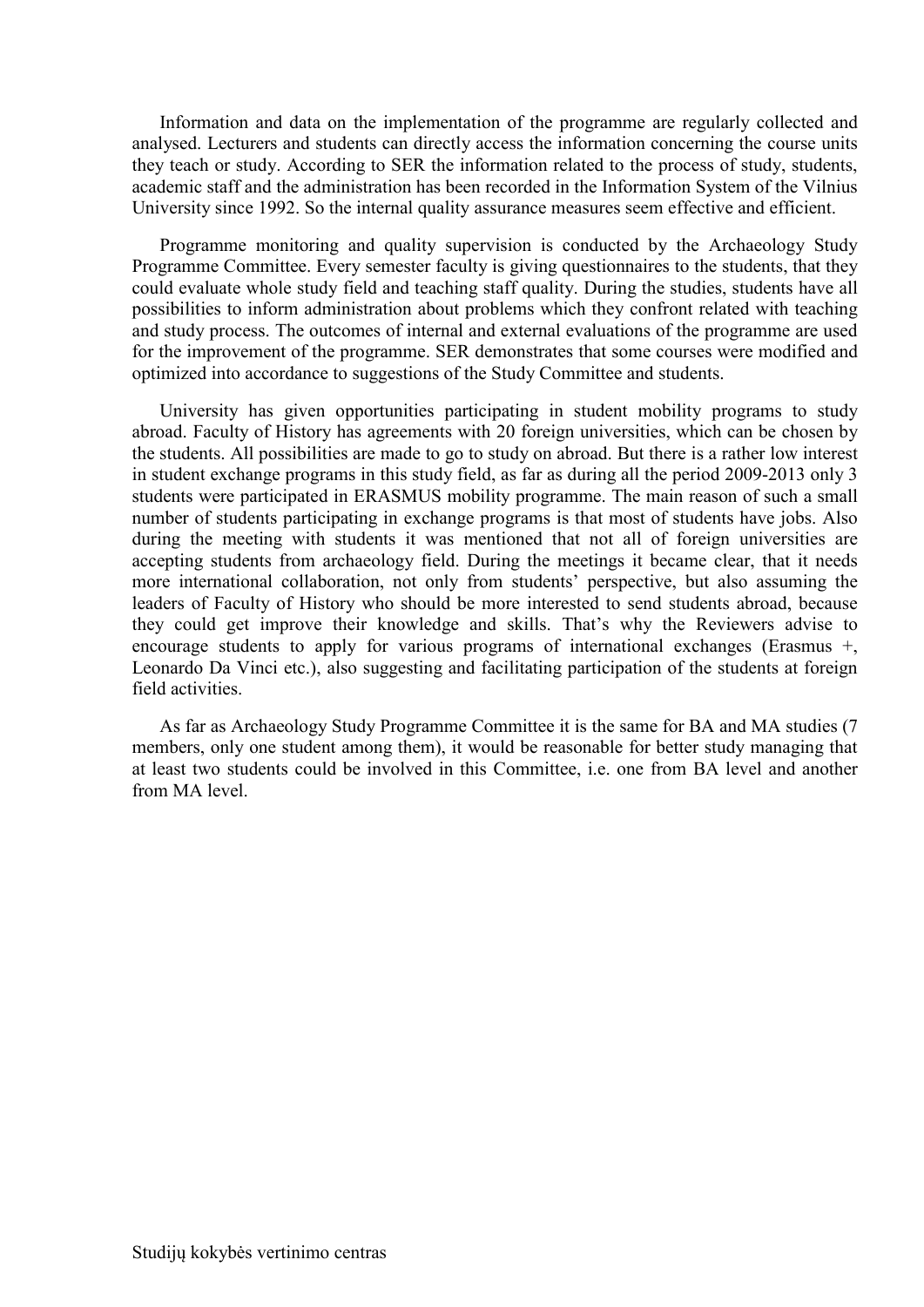Information and data on the implementation of the programme are regularly collected and analysed. Lecturers and students can directly access the information concerning the course units they teach or study. According to SER the information related to the process of study, students, academic staff and the administration has been recorded in the Information System of the Vilnius University since 1992. So the internal quality assurance measures seem effective and efficient.

Programme monitoring and quality supervision is conducted by the Archaeology Study Programme Committee. Every semester faculty is giving questionnaires to the students, that they could evaluate whole study field and teaching staff quality. During the studies, students have all possibilities to inform administration about problems which they confront related with teaching and study process. The outcomes of internal and external evaluations of the programme are used for the improvement of the programme. SER demonstrates that some courses were modified and optimized into accordance to suggestions of the Study Committee and students.

University has given opportunities participating in student mobility programs to study abroad. Faculty of History has agreements with 20 foreign universities, which can be chosen by the students. All possibilities are made to go to study on abroad. But there is a rather low interest in student exchange programs in this study field, as far as during all the period 2009-2013 only 3 students were participated in ERASMUS mobility programme. The main reason of such a small number of students participating in exchange programs is that most of students have jobs. Also during the meeting with students it was mentioned that not all of foreign universities are accepting students from archaeology field. During the meetings it became clear, that it needs more international collaboration, not only from students' perspective, but also assuming the leaders of Faculty of History who should be more interested to send students abroad, because they could get improve their knowledge and skills. That's why the Reviewers advise to encourage students to apply for various programs of international exchanges (Erasmus +, Leonardo Da Vinci etc.), also suggesting and facilitating participation of the students at foreign field activities.

As far as Archaeology Study Programme Committee it is the same for BA and MA studies (7 members, only one student among them), it would be reasonable for better study managing that at least two students could be involved in this Committee, i.e. one from BA level and another from MA level.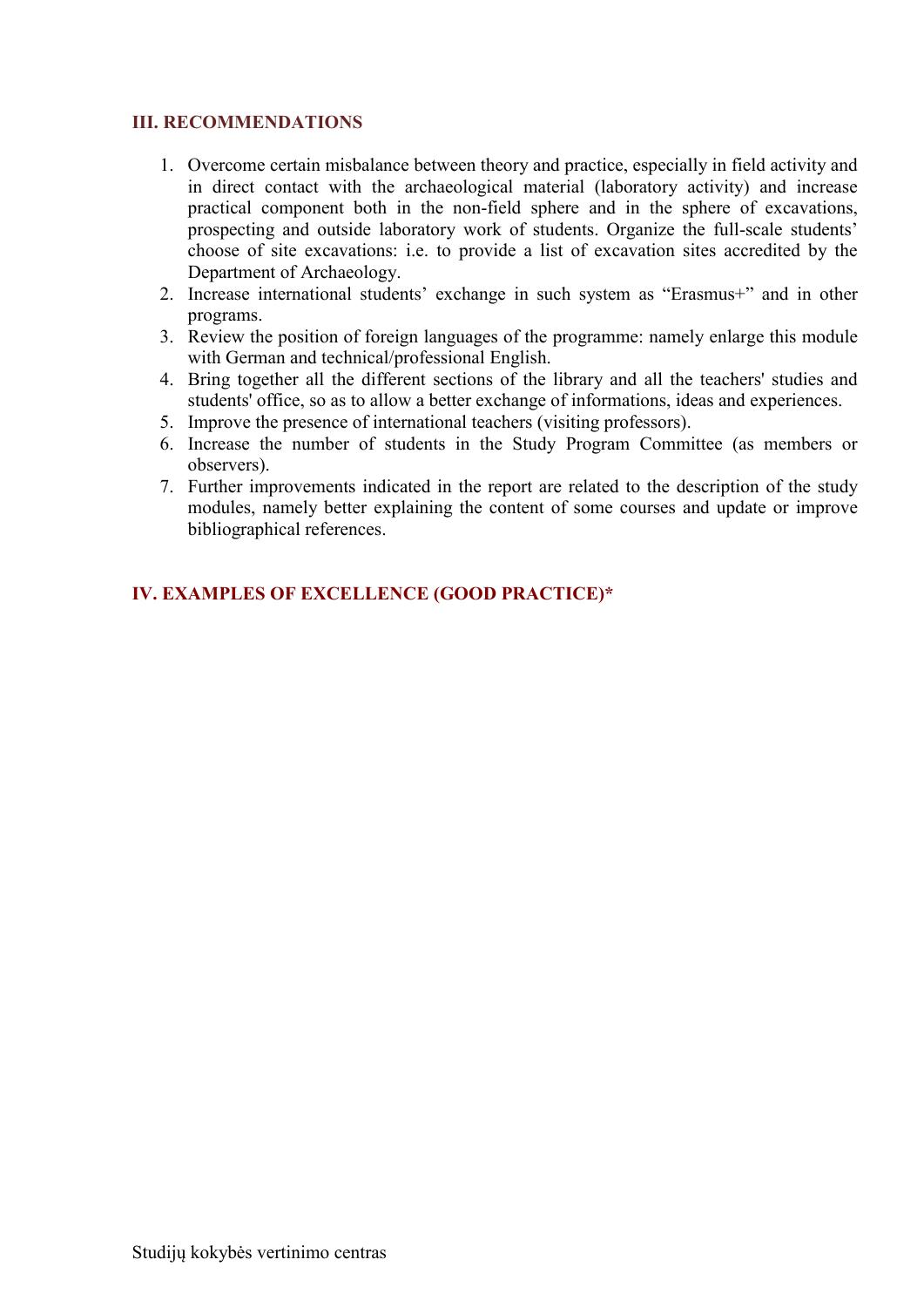## III. RECOMMENDATIONS

1. Overcome certain misbalance between theory and practice, especially in field activity and in direct contact with the archaeological material (laboratory activity) and increase practical component both in the non-field sphere and in the sphere of excavations, prospecting and outside laboratory work of students. Organize the full-scale students' choose of site excavations: i.e. to provide a list of excavation sites accredited by the Department of Archaeology.
2. Increase international students' exchange in such system as "Erasmus+" and in other programs.
3. Review the position of foreign languages of the programme: namely enlarge this module with German and technical/professional English.
4. Bring together all the different sections of the library and all the teachers' studies and students' office, so as to allow a better exchange of informations, ideas and experiences.
5. Improve the presence of international teachers (visiting professors).
6. Increase the number of students in the Study Program Committee (as members or observers).
7. Further improvements indicated in the report are related to the description of the study modules, namely better explaining the content of some courses and update or improve bibliographical references.

## IV. EXAMPLES OF EXCELLENCE (GOOD PRACTICE)*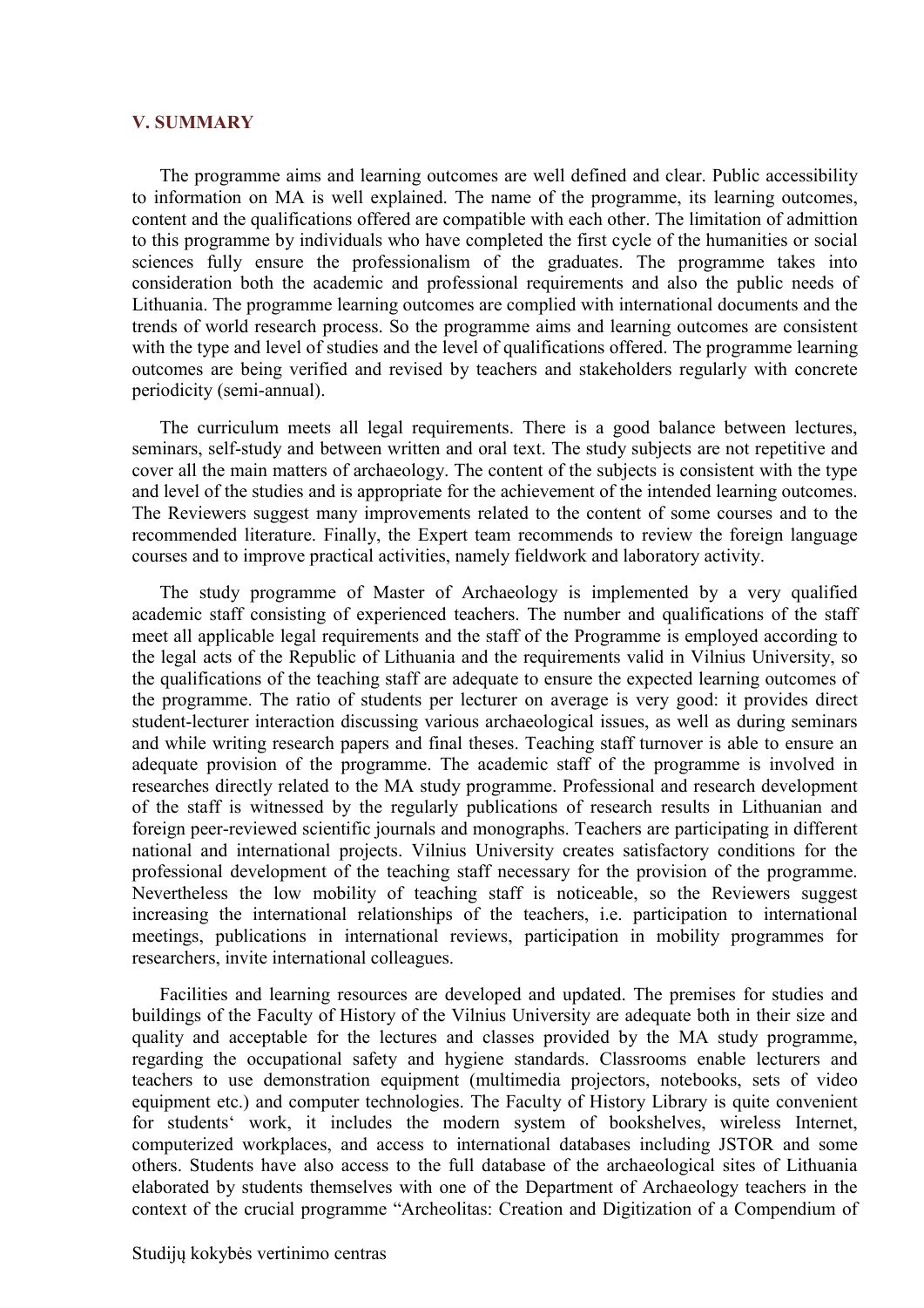## V. SUMMARY

The programme aims and learning outcomes are well defined and clear. Public accessibility to information on MA is well explained. The name of the programme, its learning outcomes, content and the qualifications offered are compatible with each other. The limitation of admittion to this programme by individuals who have completed the first cycle of the humanities or social sciences fully ensure the professionalism of the graduates. The programme takes into consideration both the academic and professional requirements and also the public needs of Lithuania. The programme learning outcomes are complied with international documents and the trends of world research process. So the programme aims and learning outcomes are consistent with the type and level of studies and the level of qualifications offered. The programme learning outcomes are being verified and revised by teachers and stakeholders regularly with concrete periodicity (semi-annual).

The curriculum meets all legal requirements. There is a good balance between lectures, seminars, self-study and between written and oral text. The study subjects are not repetitive and cover all the main matters of archaeology. The content of the subjects is consistent with the type and level of the studies and is appropriate for the achievement of the intended learning outcomes. The Reviewers suggest many improvements related to the content of some courses and to the recommended literature. Finally, the Expert team recommends to review the foreign language courses and to improve practical activities, namely fieldwork and laboratory activity.

The study programme of Master of Archaeology is implemented by a very qualified academic staff consisting of experienced teachers. The number and qualifications of the staff meet all applicable legal requirements and the staff of the Programme is employed according to the legal acts of the Republic of Lithuania and the requirements valid in Vilnius University, so the qualifications of the teaching staff are adequate to ensure the expected learning outcomes of the programme. The ratio of students per lecturer on average is very good: it provides direct student-lecturer interaction discussing various archaeological issues, as well as during seminars and while writing research papers and final theses. Teaching staff turnover is able to ensure an adequate provision of the programme. The academic staff of the programme is involved in researches directly related to the MA study programme. Professional and research development of the staff is witnessed by the regularly publications of research results in Lithuanian and foreign peer-reviewed scientific journals and monographs. Teachers are participating in different national and international projects. Vilnius University creates satisfactory conditions for the professional development of the teaching staff necessary for the provision of the programme. Nevertheless the low mobility of teaching staff is noticeable, so the Reviewers suggest increasing the international relationships of the teachers, i.e. participation to international meetings, publications in international reviews, participation in mobility programmes for researchers, invite international colleagues.

Facilities and learning resources are developed and updated. The premises for studies and buildings of the Faculty of History of the Vilnius University are adequate both in their size and quality and acceptable for the lectures and classes provided by the MA study programme, regarding the occupational safety and hygiene standards. Classrooms enable lecturers and teachers to use demonstration equipment (multimedia projectors, notebooks, sets of video equipment etc.) and computer technologies. The Faculty of History Library is quite convenient for students' work, it includes the modern system of bookshelves, wireless Internet, computerized workplaces, and access to international databases including JSTOR and some others. Students have also access to the full database of the archaeological sites of Lithuania elaborated by students themselves with one of the Department of Archaeology teachers in the context of the crucial programme "Archeolitas: Creation and Digitization of a Compendium of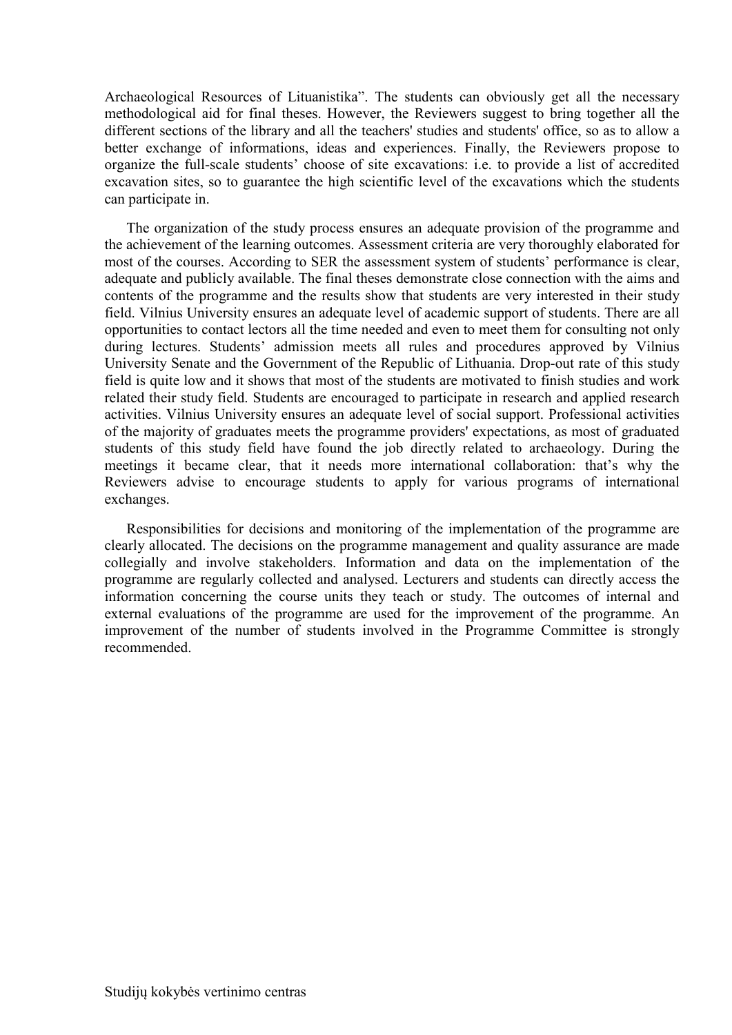Archaeological Resources of Lituanistika". The students can obviously get all the necessary methodological aid for final theses. However, the Reviewers suggest to bring together all the different sections of the library and all the teachers' studies and students' office, so as to allow a better exchange of informations, ideas and experiences. Finally, the Reviewers propose to organize the full-scale students' choose of site excavations: i.e. to provide a list of accredited excavation sites, so to guarantee the high scientific level of the excavations which the students can participate in.

The organization of the study process ensures an adequate provision of the programme and the achievement of the learning outcomes. Assessment criteria are very thoroughly elaborated for most of the courses. According to SER the assessment system of students' performance is clear, adequate and publicly available. The final theses demonstrate close connection with the aims and contents of the programme and the results show that students are very interested in their study field. Vilnius University ensures an adequate level of academic support of students. There are all opportunities to contact lectors all the time needed and even to meet them for consulting not only during lectures. Students' admission meets all rules and procedures approved by Vilnius University Senate and the Government of the Republic of Lithuania. Drop-out rate of this study field is quite low and it shows that most of the students are motivated to finish studies and work related their study field. Students are encouraged to participate in research and applied research activities. Vilnius University ensures an adequate level of social support. Professional activities of the majority of graduates meets the programme providers' expectations, as most of graduated students of this study field have found the job directly related to archaeology. During the meetings it became clear, that it needs more international collaboration: that's why the Reviewers advise to encourage students to apply for various programs of international exchanges.

Responsibilities for decisions and monitoring of the implementation of the programme are clearly allocated. The decisions on the programme management and quality assurance are made collegially and involve stakeholders. Information and data on the implementation of the programme are regularly collected and analysed. Lecturers and students can directly access the information concerning the course units they teach or study. The outcomes of internal and external evaluations of the programme are used for the improvement of the programme. An improvement of the number of students involved in the Programme Committee is strongly recommended.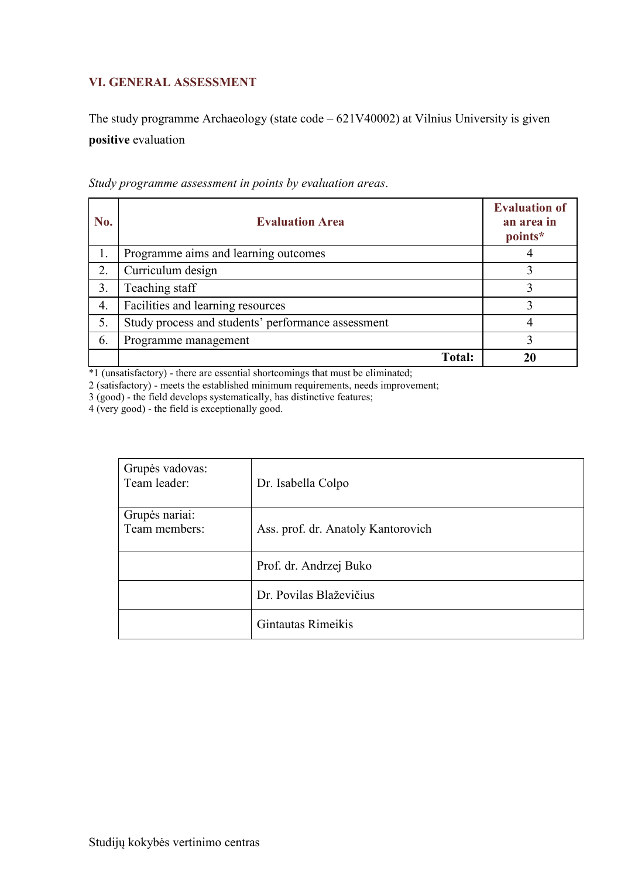## VI. GENERAL ASSESSMENT

The study programme Archaeology (state code – 621V40002) at Vilnius University is given **positive** evaluation

*Study programme assessment in points by evaluation areas*.

| No. | Evaluation Area | Evaluation of an area in points* |
|---|---|---|
| 1. | Programme aims and learning outcomes | 4 |
| 2. | Curriculum design | 3 |
| 3. | Teaching staff | 3 |
| 4. | Facilities and learning resources | 3 |
| 5. | Study process and students' performance assessment | 4 |
| 6. | Programme management | 3 |
| | **Total:** | **20** |

*1 (unsatisfactory) - there are essential shortcomings that must be eliminated;
2 (satisfactory) - meets the established minimum requirements, needs improvement;
3 (good) - the field develops systematically, has distinctive features;
4 (very good) - the field is exceptionally good.

| | |
|---|---|
| Grupės vadovas:<br>Team leader: | Dr. Isabella Colpo |
| Grupės nariai:<br>Team members: | Ass. prof. dr. Anatoly Kantorovich |
| | Prof. dr. Andrzej Buko |
| | Dr. Povilas Blaževičius |
| | Gintautas Rimeikis |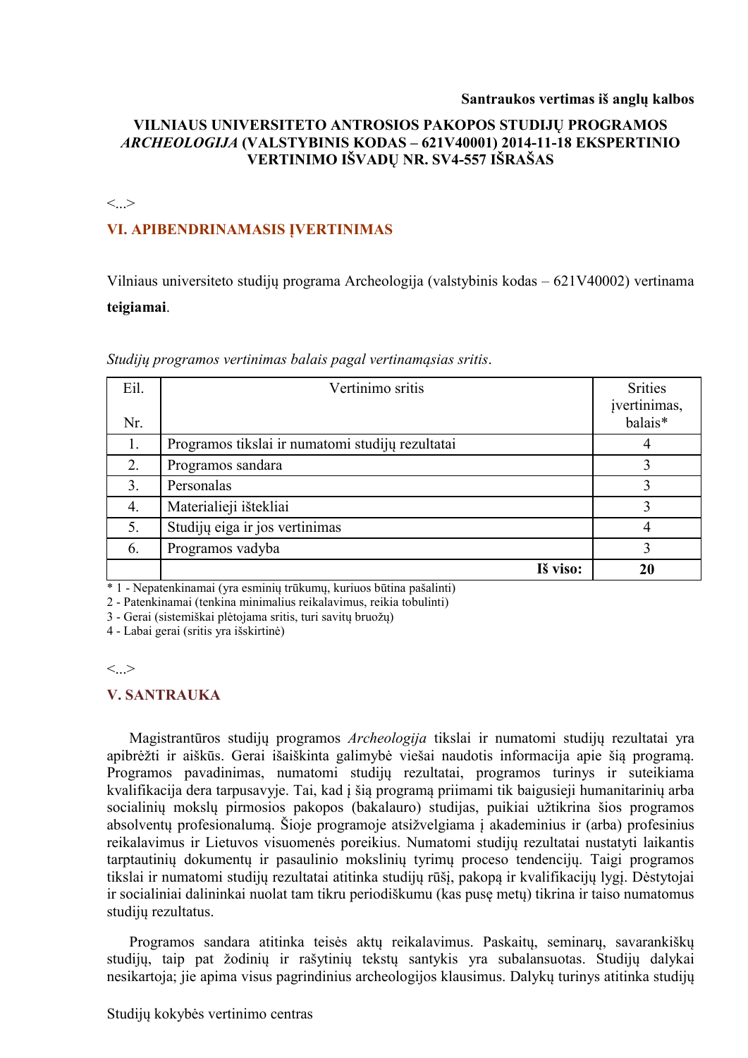**Santraukos vertimas iš anglų kalbos**

**VILNIAUS UNIVERSITETO ANTROSIOS PAKOPOS STUDIJŲ PROGRAMOS *ARCHEOLOGIJA* (VALSTYBINIS KODAS – 621V40001) 2014-11-18 EKSPERTINIO VERTINIMO IŠVADŲ NR. SV4-557 IŠRAŠAS**

<...>

## VI. APIBENDRINAMASIS ĮVERTINIMAS

Vilniaus universiteto studijų programa Archeologija (valstybinis kodas – 621V40002) vertinama **teigiamai**.

*Studijų programos vertinimas balais pagal vertinamąsias sritis*.

| Eil. Nr. | Vertinimo sritis | Srities įvertinimas, balais* |
|---|---|---|
| 1. | Programos tikslai ir numatomi studijų rezultatai | 4 |
| 2. | Programos sandara | 3 |
| 3. | Personalas | 3 |
| 4. | Materialieji ištekliai | 3 |
| 5. | Studijų eiga ir jos vertinimas | 4 |
| 6. | Programos vadyba | 3 |
| | **Iš viso:** | **20** |

\* 1 - Nepatenkinamai (yra esminių trūkumų, kuriuos būtina pašalinti)
2 - Patenkinamai (tenkina minimalius reikalavimus, reikia tobulinti)
3 - Gerai (sistemiškai plėtojama sritis, turi savitų bruožų)
4 - Labai gerai (sritis yra išskirtinė)

<...>

## V. SANTRAUKA

Magistrantūros studijų programos *Archeologija* tikslai ir numatomi studijų rezultatai yra apibrėžti ir aiškūs. Gerai išaiškinta galimybė viešai naudotis informacija apie šią programą. Programos pavadinimas, numatomi studijų rezultatai, programos turinys ir suteikiama kvalifikacija dera tarpusavyje. Tai, kad į šią programą priimami tik baigusieji humanitarinių arba socialinių mokslų pirmosios pakopos (bakalauro) studijas, puikiai užtikrina šios programos absolventų profesionalumą. Šioje programoje atsižvelgiama į akademinius ir (arba) profesinius reikalavimus ir Lietuvos visuomenės poreikius. Numatomi studijų rezultatai nustatyti laikantis tarptautinių dokumentų ir pasaulinio mokslinių tyrimų proceso tendencijų. Taigi programos tikslai ir numatomi studijų rezultatai atitinka studijų rūšį, pakopą ir kvalifikacijų lygį. Dėstytojai ir socialiniai dalininkai nuolat tam tikru periodiškumu (kas pusę metų) tikrina ir taiso numatomus studijų rezultatus.

Programos sandara atitinka teisės aktų reikalavimus. Paskaitų, seminarų, savarankiškų studijų, taip pat žodinių ir rašytinių tekstų santykis yra subalansuotas. Studijų dalykai nesikartoja; jie apima visus pagrindinius archeologijos klausimus. Dalykų turinys atitinka studijų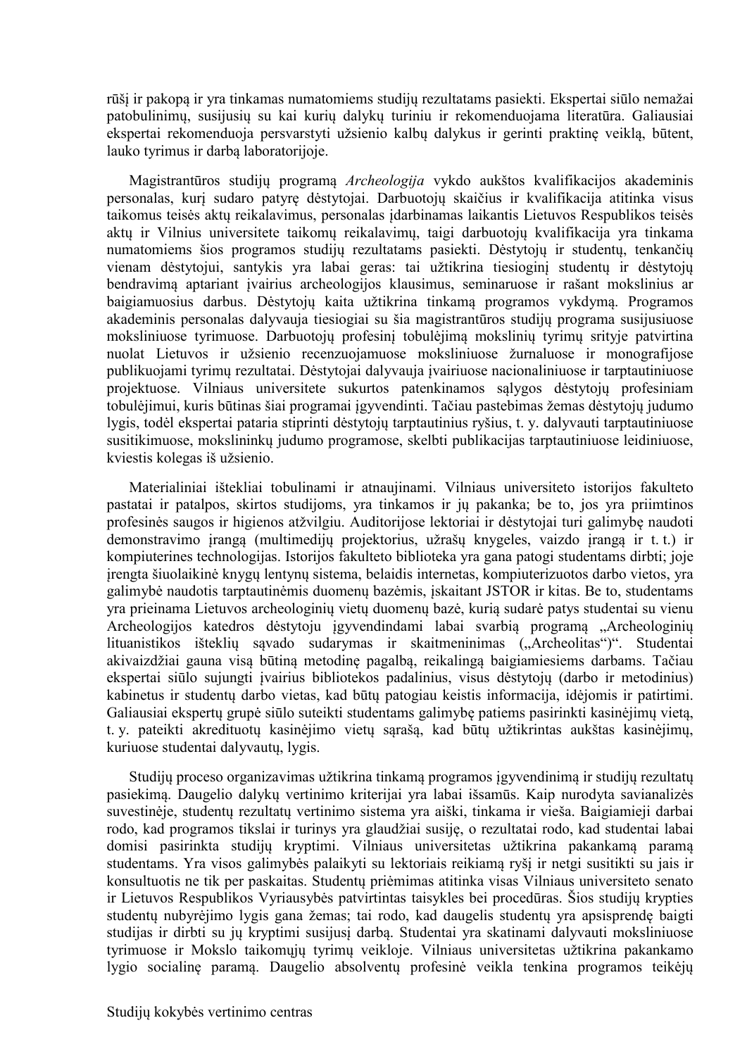rūšį ir pakopą ir yra tinkamas numatomiems studijų rezultatams pasiekti. Ekspertai siūlo nemažai patobulinimų, susijusių su kai kurių dalykų turiniu ir rekomenduojama literatūra. Galiausiai ekspertai rekomenduoja persvarstyti užsienio kalbų dalykus ir gerinti praktinę veiklą, būtent, lauko tyrimus ir darbą laboratorijoje.

Magistrantūros studijų programą *Archeologija* vykdo aukštos kvalifikacijos akademinis personalas, kurį sudaro patyrę dėstytojai. Darbuotojų skaičius ir kvalifikacija atitinka visus taikomus teisės aktų reikalavimus, personalas įdarbinamas laikantis Lietuvos Respublikos teisės aktų ir Vilnius universitete taikomų reikalavimų, taigi darbuotojų kvalifikacija yra tinkama numatomiems šios programos studijų rezultatams pasiekti. Dėstytojų ir studentų, tenkančių vienam dėstytojui, santykis yra labai geras: tai užtikrina tiesioginį studentų ir dėstytojų bendravimą aptariant įvairius archeologijos klausimus, seminaruose ir rašant mokslinius ar baigiamuosius darbus. Dėstytojų kaita užtikrina tinkamą programos vykdymą. Programos akademinis personalas dalyvauja tiesiogiai su šia magistrantūros studijų programa susijusiuose moksliniuose tyrimuose. Darbuotojų profesinį tobulėjimą mokslinių tyrimų srityje patvirtina nuolat Lietuvos ir užsienio recenzuojamuose moksliniuose žurnaluose ir monografijose publikuojami tyrimų rezultatai. Dėstytojai dalyvauja įvairiuose nacionaliniuose ir tarptautiniuose projektuose. Vilniaus universitete sukurtos patenkinamos sąlygos dėstytojų profesiniam tobulėjimui, kuris būtinas šiai programai įgyvendinti. Tačiau pastebimas žemas dėstytojų judumo lygis, todėl ekspertai pataria stiprinti dėstytojų tarptautinius ryšius, t. y. dalyvauti tarptautiniuose susitikimuose, mokslininkų judumo programose, skelbti publikacijas tarptautiniuose leidiniuose, kviestis kolegas iš užsienio.

Materialiniai ištekliai tobulinami ir atnaujinami. Vilniaus universiteto istorijos fakulteto pastatai ir patalpos, skirtos studijoms, yra tinkamos ir jų pakanka; be to, jos yra priimtinos profesinės saugos ir higienos atžvilgiu. Auditorijose lektoriai ir dėstytojai turi galimybę naudoti demonstravimo įrangą (multimedijų projektorius, užrašų knygeles, vaizdo įrangą ir t. t.) ir kompiuterines technologijas. Istorijos fakulteto biblioteka yra gana patogi studentams dirbti; joje įrengta šiuolaikinė knygų lentynų sistema, belaidis internetas, kompiuterizuotos darbo vietos, yra galimybė naudotis tarptautinėmis duomenų bazėmis, įskaitant JSTOR ir kitas. Be to, studentams yra prieinama Lietuvos archeologinių vietų duomenų bazė, kurią sudarė patys studentai su vienu Archeologijos katedros dėstytoju įgyvendindami labai svarbią programą „Archeologinių lituanistikos išteklių sąvado sudarymas ir skaitmeninimas („Archeolitas")". Studentai akivaizdžiai gauna visą būtiną metodinę pagalbą, reikalingą baigiamiesiems darbams. Tačiau ekspertai siūlo sujungti įvairius bibliotekos padalinius, visus dėstytojų (darbo ir metodinius) kabinetus ir studentų darbo vietas, kad būtų patogiau keistis informacija, idėjomis ir patirtimi. Galiausiai ekspertų grupė siūlo suteikti studentams galimybę patiems pasirinkti kasinėjimų vietą, t. y. pateikti akredituotų kasinėjimo vietų sąrašą, kad būtų užtikrintas aukštas kasinėjimų, kuriuose studentai dalyvautų, lygis.

Studijų proceso organizavimas užtikrina tinkamą programos įgyvendinimą ir studijų rezultatų pasiekimą. Daugelio dalykų vertinimo kriterijai yra labai išsamūs. Kaip nurodyta savianalizės suvestinėje, studentų rezultatų vertinimo sistema yra aiški, tinkama ir vieša. Baigiamieji darbai rodo, kad programos tikslai ir turinys yra glaudžiai susiję, o rezultatai rodo, kad studentai labai domisi pasirinkta studijų kryptimi. Vilniaus universitetas užtikrina pakankamą paramą studentams. Yra visos galimybės palaikyti su lektoriais reikiamą ryšį ir netgi susitikti su jais ir konsultuotis ne tik per paskaitas. Studentų priėmimas atitinka visas Vilniaus universiteto senato ir Lietuvos Respublikos Vyriausybės patvirtintas taisykles bei procedūras. Šios studijų krypties studentų nubyrėjimo lygis gana žemas; tai rodo, kad daugelis studentų yra apsisprendę baigti studijas ir dirbti su jų kryptimi susijusį darbą. Studentai yra skatinami dalyvauti moksliniuose tyrimuose ir Mokslo taikomųjų tyrimų veikloje. Vilniaus universitetas užtikrina pakankamo lygio socialinę paramą. Daugelio absolventų profesinė veikla tenkina programos teikėjų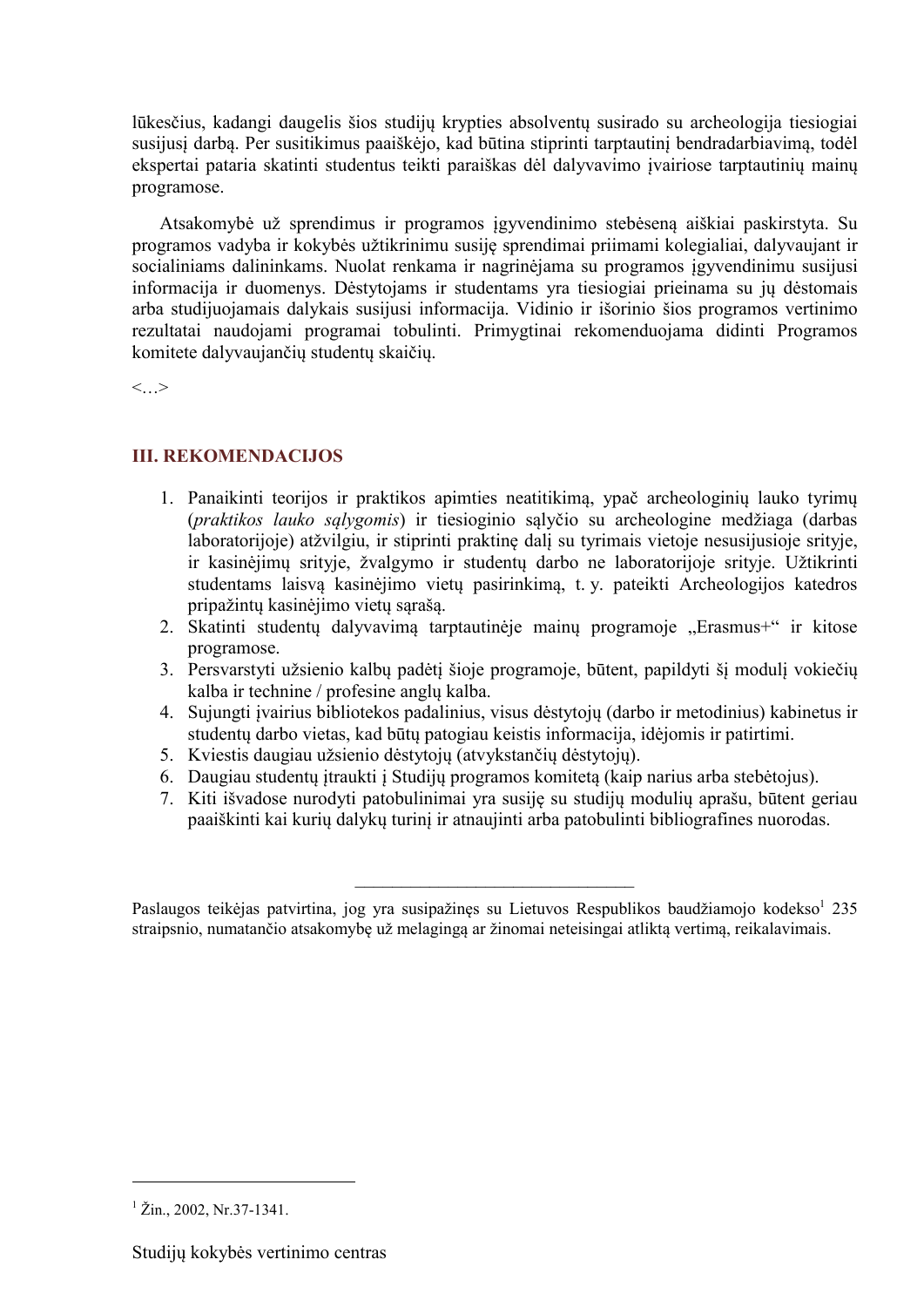lūkesčius, kadangi daugelis šios studijų krypties absolventų susirado su archeologija tiesiogiai susijusį darbą. Per susitikimus paaiškėjo, kad būtina stiprinti tarptautinį bendradarbiavimą, todėl ekspertai pataria skatinti studentus teikti paraiškas dėl dalyvavimo įvairiose tarptautinių mainų programose.

Atsakomybė už sprendimus ir programos įgyvendinimo stebėseną aiškiai paskirstyta. Su programos vadyba ir kokybės užtikrinimu susiję sprendimai priimami kolegialiai, dalyvaujant ir socialiniams dalininkams. Nuolat renkama ir nagrinėjama su programos įgyvendinimu susijusi informacija ir duomenys. Dėstytojams ir studentams yra tiesiogiai prieinama su jų dėstomais arba studijuojamais dalykais susijusi informacija. Vidinio ir išorinio šios programos vertinimo rezultatai naudojami programai tobulinti. Primygtinai rekomenduojama didinti Programos komitete dalyvaujančių studentų skaičių.

<…>

## III. REKOMENDACIJOS

1. Panaikinti teorijos ir praktikos apimties neatitikimą, ypač archeologinių lauko tyrimų (*praktikos lauko sąlygomis*) ir tiesioginio sąlyčio su archeologine medžiaga (darbas laboratorijoje) atžvilgiu, ir stiprinti praktinę dalį su tyrimais vietoje nesusijusioje srityje, ir kasinėjimų srityje, žvalgymo ir studentų darbo ne laboratorijoje srityje. Užtikrinti studentams laisvą kasinėjimo vietų pasirinkimą, t. y. pateikti Archeologijos katedros pripažintų kasinėjimo vietų sąrašą.
2. Skatinti studentų dalyvavimą tarptautinėje mainų programoje „Erasmus+“ ir kitose programose.
3. Persvarstyti užsienio kalbų padėtį šioje programoje, būtent, papildyti šį modulį vokiečių kalba ir technine / profesine anglų kalba.
4. Sujungti įvairius bibliotekos padalinius, visus dėstytojų (darbo ir metodinius) kabinetus ir studentų darbo vietas, kad būtų patogiau keistis informacija, idėjomis ir patirtimi.
5. Kviestis daugiau užsienio dėstytojų (atvykstančių dėstytojų).
6. Daugiau studentų įtraukti į Studijų programos komitetą (kaip narius arba stebėtojus).
7. Kiti išvadose nurodyti patobulinimai yra susiję su studijų modulių aprašu, būtent geriau paaiškinti kai kurių dalykų turinį ir atnaujinti arba patobulinti bibliografines nuorodas.

––––––––––––––––––––––––––––––––

Paslaugos teikėjas patvirtina, jog yra susipažinęs su Lietuvos Respublikos baudžiamojo kodekso[1] 235 straipsnio, numatančio atsakomybę už melagingą ar žinomai neteisingai atliktą vertimą, reikalavimais.

[1] Žin., 2002, Nr.37-1341.

Studijų kokybės vertinimo centras